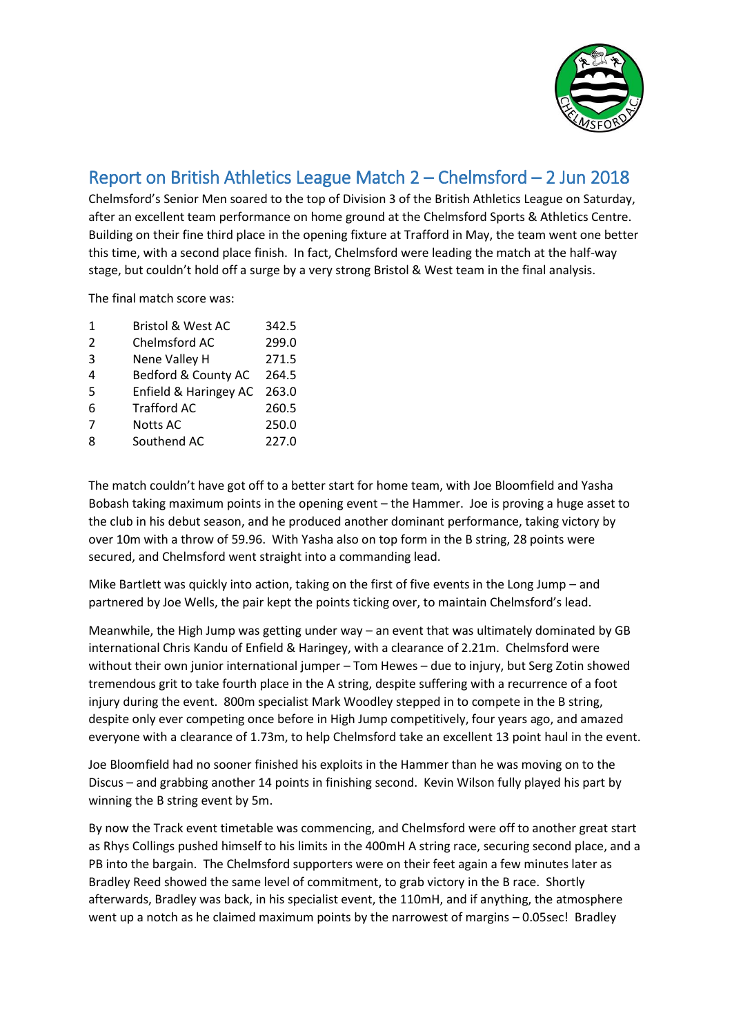# Report on British Athletics League Match 2 – Chelmsford – 2 Jun 2018

Chelmsford's Senior Men soared to the top of Division 3 of the British Athletics League on Saturday, after an excellent team performance on home ground at the Chelmsford Sports & Athletics Centre. Building on their fine third place in the opening fixture at Trafford in May, the team went one better this time, with a second place finish. In fact, Chelmsford were leading the match at the half-way stage, but couldn't hold off a surge by a very strong Bristol & West team in the final analysis.

The final match score was:

| | | |
|---|---|---|
| 1 | Bristol & West AC | 342.5 |
| 2 | Chelmsford AC | 299.0 |
| 3 | Nene Valley H | 271.5 |
| 4 | Bedford & County AC | 264.5 |
| 5 | Enfield & Haringey AC | 263.0 |
| 6 | Trafford AC | 260.5 |
| 7 | Notts AC | 250.0 |
| 8 | Southend AC | 227.0 |

The match couldn't have got off to a better start for home team, with Joe Bloomfield and Yasha Bobash taking maximum points in the opening event – the Hammer. Joe is proving a huge asset to the club in his debut season, and he produced another dominant performance, taking victory by over 10m with a throw of 59.96. With Yasha also on top form in the B string, 28 points were secured, and Chelmsford went straight into a commanding lead.

Mike Bartlett was quickly into action, taking on the first of five events in the Long Jump – and partnered by Joe Wells, the pair kept the points ticking over, to maintain Chelmsford's lead.

Meanwhile, the High Jump was getting under way – an event that was ultimately dominated by GB international Chris Kandu of Enfield & Haringey, with a clearance of 2.21m. Chelmsford were without their own junior international jumper – Tom Hewes – due to injury, but Serg Zotin showed tremendous grit to take fourth place in the A string, despite suffering with a recurrence of a foot injury during the event. 800m specialist Mark Woodley stepped in to compete in the B string, despite only ever competing once before in High Jump competitively, four years ago, and amazed everyone with a clearance of 1.73m, to help Chelmsford take an excellent 13 point haul in the event.

Joe Bloomfield had no sooner finished his exploits in the Hammer than he was moving on to the Discus – and grabbing another 14 points in finishing second. Kevin Wilson fully played his part by winning the B string event by 5m.

By now the Track event timetable was commencing, and Chelmsford were off to another great start as Rhys Collings pushed himself to his limits in the 400mH A string race, securing second place, and a PB into the bargain. The Chelmsford supporters were on their feet again a few minutes later as Bradley Reed showed the same level of commitment, to grab victory in the B race. Shortly afterwards, Bradley was back, in his specialist event, the 110mH, and if anything, the atmosphere went up a notch as he claimed maximum points by the narrowest of margins – 0.05sec! Bradley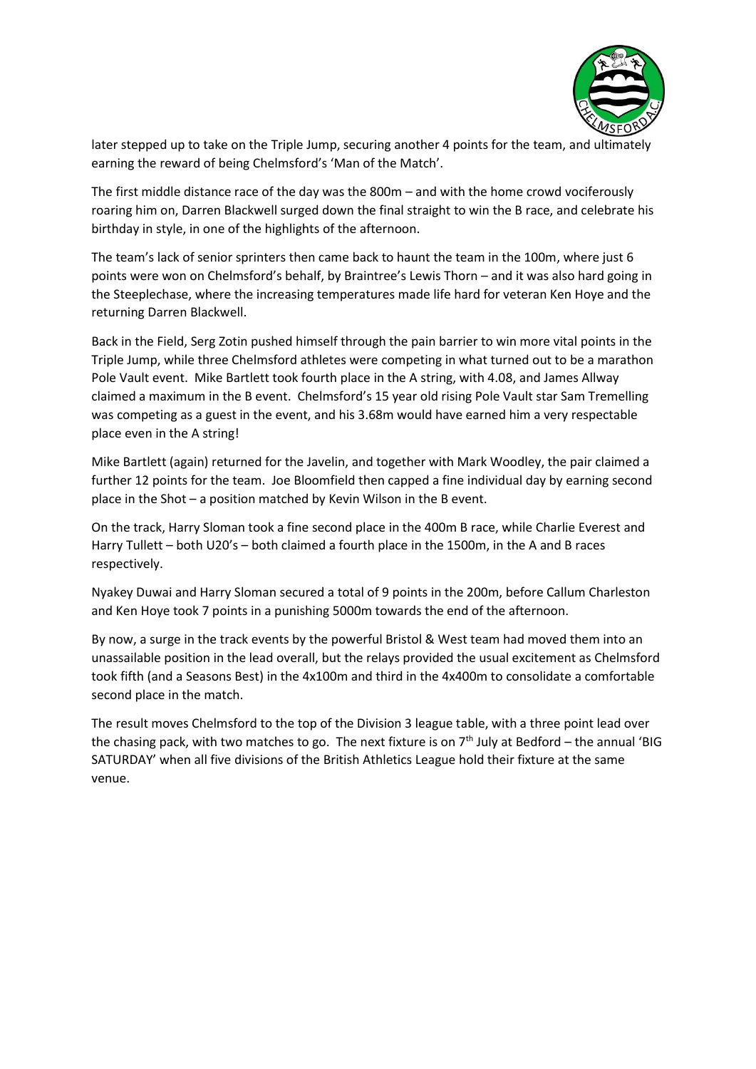later stepped up to take on the Triple Jump, securing another 4 points for the team, and ultimately earning the reward of being Chelmsford's 'Man of the Match'.

The first middle distance race of the day was the 800m – and with the home crowd vociferously roaring him on, Darren Blackwell surged down the final straight to win the B race, and celebrate his birthday in style, in one of the highlights of the afternoon.

The team's lack of senior sprinters then came back to haunt the team in the 100m, where just 6 points were won on Chelmsford's behalf, by Braintree's Lewis Thorn – and it was also hard going in the Steeplechase, where the increasing temperatures made life hard for veteran Ken Hoye and the returning Darren Blackwell.

Back in the Field, Serg Zotin pushed himself through the pain barrier to win more vital points in the Triple Jump, while three Chelmsford athletes were competing in what turned out to be a marathon Pole Vault event. Mike Bartlett took fourth place in the A string, with 4.08, and James Allway claimed a maximum in the B event. Chelmsford's 15 year old rising Pole Vault star Sam Tremelling was competing as a guest in the event, and his 3.68m would have earned him a very respectable place even in the A string!

Mike Bartlett (again) returned for the Javelin, and together with Mark Woodley, the pair claimed a further 12 points for the team. Joe Bloomfield then capped a fine individual day by earning second place in the Shot – a position matched by Kevin Wilson in the B event.

On the track, Harry Sloman took a fine second place in the 400m B race, while Charlie Everest and Harry Tullett – both U20's – both claimed a fourth place in the 1500m, in the A and B races respectively.

Nyakey Duwai and Harry Sloman secured a total of 9 points in the 200m, before Callum Charleston and Ken Hoye took 7 points in a punishing 5000m towards the end of the afternoon.

By now, a surge in the track events by the powerful Bristol & West team had moved them into an unassailable position in the lead overall, but the relays provided the usual excitement as Chelmsford took fifth (and a Seasons Best) in the 4x100m and third in the 4x400m to consolidate a comfortable second place in the match.

The result moves Chelmsford to the top of the Division 3 league table, with a three point lead over the chasing pack, with two matches to go. The next fixture is on 7th July at Bedford – the annual 'BIG SATURDAY' when all five divisions of the British Athletics League hold their fixture at the same venue.